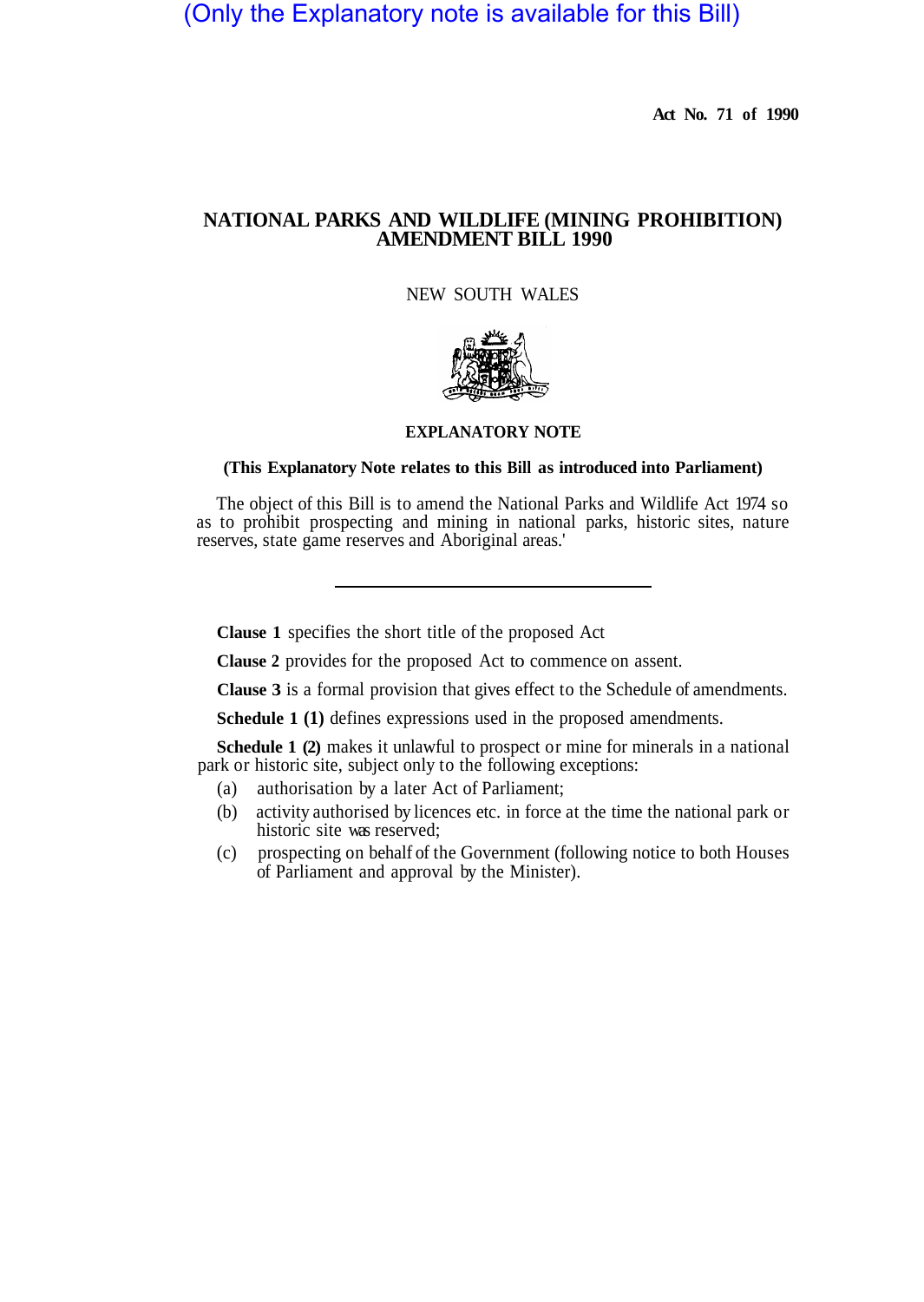(Only the Explanatory note is available for this Bill)

Act No. 71 of 1990

# NATIONAL PARKS AND WILDLIFE (MINING PROHIBITION) AMENDMENT BILL 1990

NEW SOUTH WALES

## EXPLANATORY NOTE

**(This Explanatory Note relates to this Bill as introduced into Parliament)**

The object of this Bill is to amend the National Parks and Wildlife Act 1974 so as to prohibit prospecting and mining in national parks, historic sites, nature reserves, state game reserves and Aboriginal areas.'

---

**Clause 1** specifies the short title of the proposed Act

**Clause 2** provides for the proposed Act to commence on assent.

**Clause 3** is a formal provision that gives effect to the Schedule of amendments.

**Schedule 1 (1)** defines expressions used in the proposed amendments.

**Schedule 1 (2)** makes it unlawful to prospect or mine for minerals in a national park or historic site, subject only to the following exceptions:

(a) authorisation by a later Act of Parliament;

(b) activity authorised by licences etc. in force at the time the national park or historic site was reserved;

(c) prospecting on behalf of the Government (following notice to both Houses of Parliament and approval by the Minister).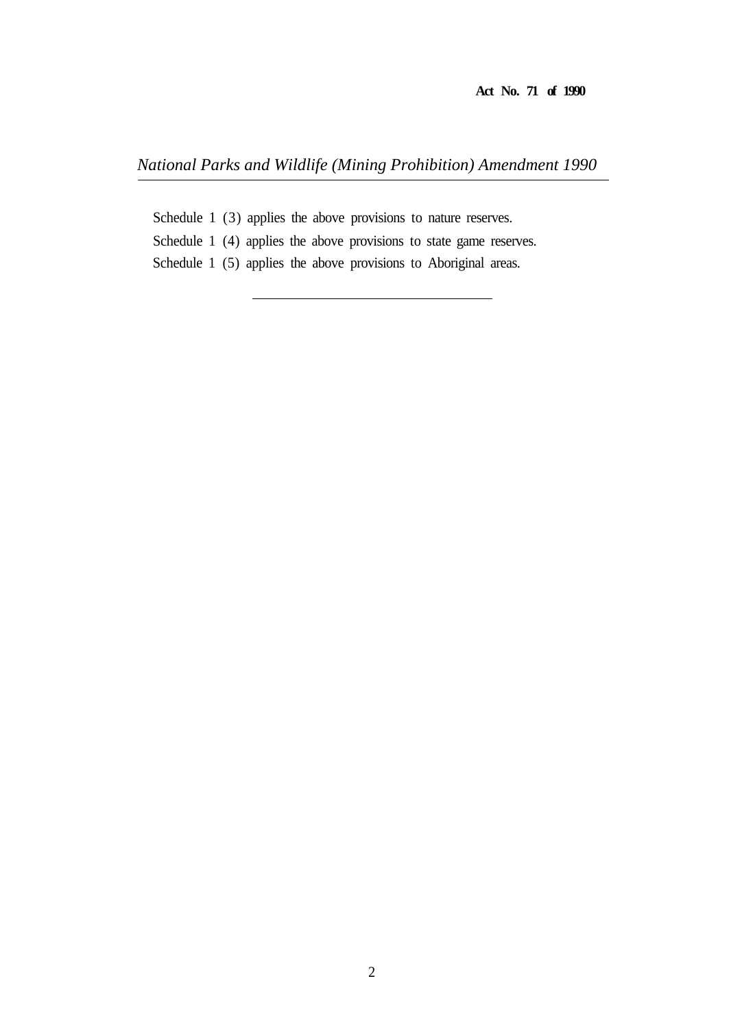Schedule 1 (3) applies the above provisions to nature reserves.

Schedule 1 (4) applies the above provisions to state game reserves.

Schedule 1 (5) applies the above provisions to Aboriginal areas.

---